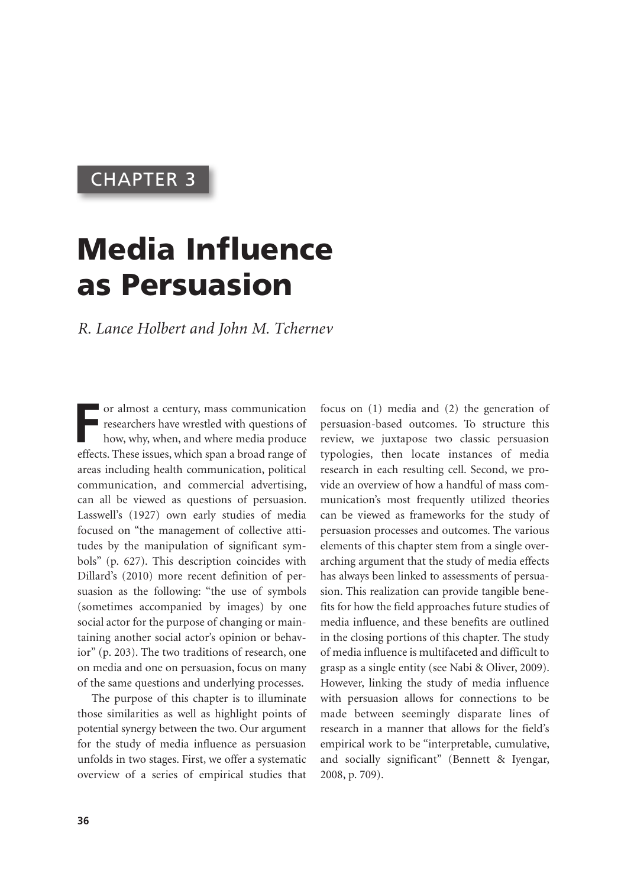CHAPTER 3

# Media Influence as Persuasion

*R. Lance Holbert and John M. Tchernev*

For almost a century, mass communication researchers have wrestled with questions of how, why, when, and where media produce effects. These issues, which span a broad range of areas including health communication, political communication, and commercial advertising, can all be viewed as questions of persuasion. Lasswell's (1927) own early studies of media focused on "the management of collective attitudes by the manipulation of significant symbols" (p. 627). This description coincides with Dillard's (2010) more recent definition of persuasion as the following: "the use of symbols (sometimes accompanied by images) by one social actor for the purpose of changing or maintaining another social actor's opinion or behavior" (p. 203). The two traditions of research, one on media and one on persuasion, focus on many of the same questions and underlying processes.

The purpose of this chapter is to illuminate those similarities as well as highlight points of potential synergy between the two. Our argument for the study of media influence as persuasion unfolds in two stages. First, we offer a systematic overview of a series of empirical studies that focus on (1) media and (2) the generation of persuasion-based outcomes. To structure this review, we juxtapose two classic persuasion typologies, then locate instances of media research in each resulting cell. Second, we provide an overview of how a handful of mass communication's most frequently utilized theories can be viewed as frameworks for the study of persuasion processes and outcomes. The various elements of this chapter stem from a single overarching argument that the study of media effects has always been linked to assessments of persuasion. This realization can provide tangible benefits for how the field approaches future studies of media influence, and these benefits are outlined in the closing portions of this chapter. The study of media influence is multifaceted and difficult to grasp as a single entity (see Nabi & Oliver, 2009). However, linking the study of media influence with persuasion allows for connections to be made between seemingly disparate lines of research in a manner that allows for the field's empirical work to be "interpretable, cumulative, and socially significant" (Bennett & Iyengar, 2008, p. 709).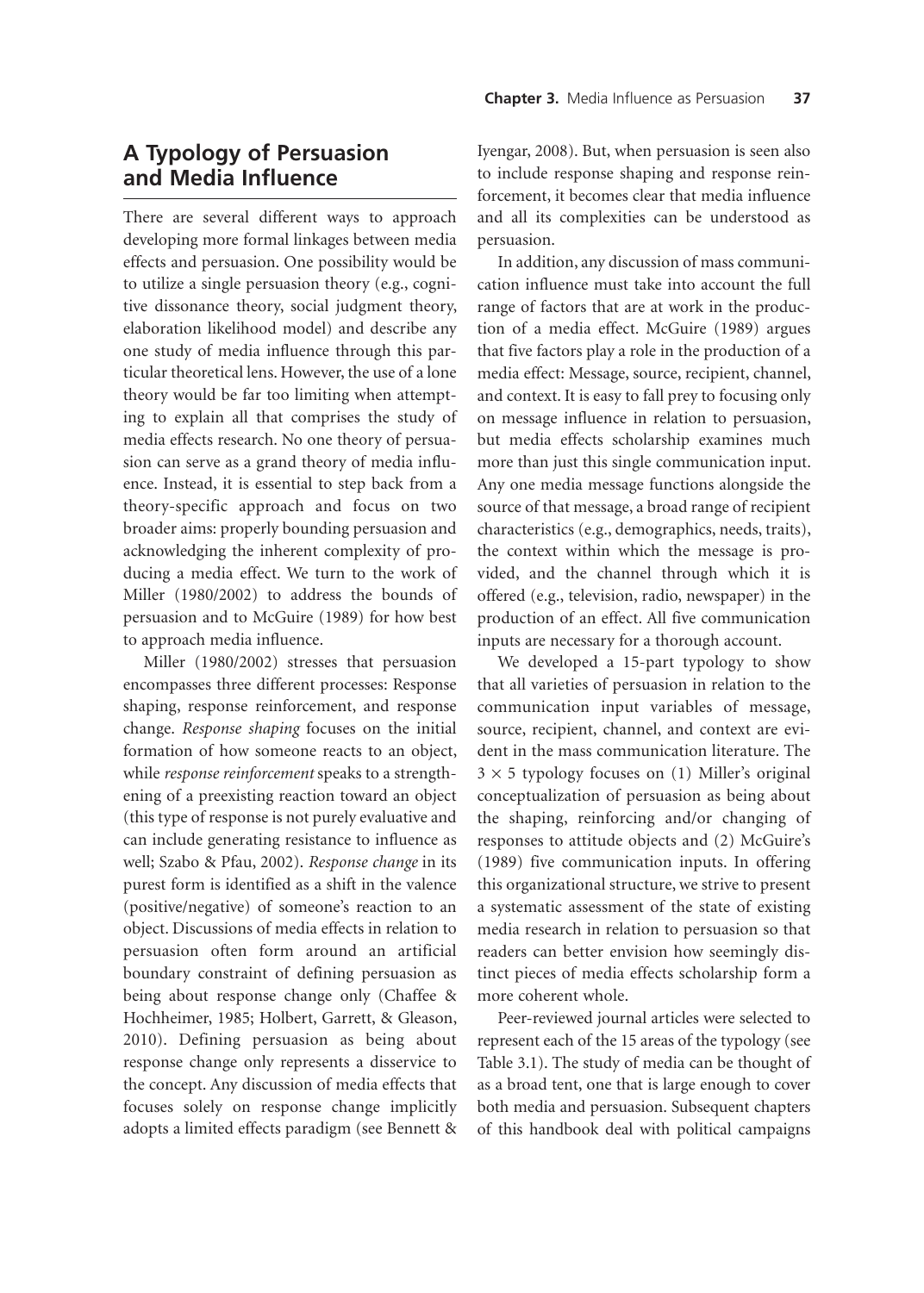## A Typology of Persuasion and Media Influence

There are several different ways to approach developing more formal linkages between media effects and persuasion. One possibility would be to utilize a single persuasion theory (e.g., cognitive dissonance theory, social judgment theory, elaboration likelihood model) and describe any one study of media influence through this particular theoretical lens. However, the use of a lone theory would be far too limiting when attempting to explain all that comprises the study of media effects research. No one theory of persuasion can serve as a grand theory of media influence. Instead, it is essential to step back from a theory-specific approach and focus on two broader aims: properly bounding persuasion and acknowledging the inherent complexity of producing a media effect. We turn to the work of Miller (1980/2002) to address the bounds of persuasion and to McGuire (1989) for how best to approach media influence.

Miller (1980/2002) stresses that persuasion encompasses three different processes: Response shaping, response reinforcement, and response change. *Response shaping* focuses on the initial formation of how someone reacts to an object, while *response reinforcement* speaks to a strengthening of a preexisting reaction toward an object (this type of response is not purely evaluative and can include generating resistance to influence as well; Szabo & Pfau, 2002). *Response change* in its purest form is identified as a shift in the valence (positive/negative) of someone's reaction to an object. Discussions of media effects in relation to persuasion often form around an artificial boundary constraint of defining persuasion as being about response change only (Chaffee & Hochheimer, 1985; Holbert, Garrett, & Gleason, 2010). Defining persuasion as being about response change only represents a disservice to the concept. Any discussion of media effects that focuses solely on response change implicitly adopts a limited effects paradigm (see Bennett & Iyengar, 2008). But, when persuasion is seen also to include response shaping and response reinforcement, it becomes clear that media influence and all its complexities can be understood as persuasion.

In addition, any discussion of mass communication influence must take into account the full range of factors that are at work in the production of a media effect. McGuire (1989) argues that five factors play a role in the production of a media effect: Message, source, recipient, channel, and context. It is easy to fall prey to focusing only on message influence in relation to persuasion, but media effects scholarship examines much more than just this single communication input. Any one media message functions alongside the source of that message, a broad range of recipient characteristics (e.g., demographics, needs, traits), the context within which the message is provided, and the channel through which it is offered (e.g., television, radio, newspaper) in the production of an effect. All five communication inputs are necessary for a thorough account.

We developed a 15-part typology to show that all varieties of persuasion in relation to the communication input variables of message, source, recipient, channel, and context are evident in the mass communication literature. The $3 \times 5$ typology focuses on (1) Miller's original conceptualization of persuasion as being about the shaping, reinforcing and/or changing of responses to attitude objects and (2) McGuire's (1989) five communication inputs. In offering this organizational structure, we strive to present a systematic assessment of the state of existing media research in relation to persuasion so that readers can better envision how seemingly distinct pieces of media effects scholarship form a more coherent whole.

Peer-reviewed journal articles were selected to represent each of the 15 areas of the typology (see Table 3.1). The study of media can be thought of as a broad tent, one that is large enough to cover both media and persuasion. Subsequent chapters of this handbook deal with political campaigns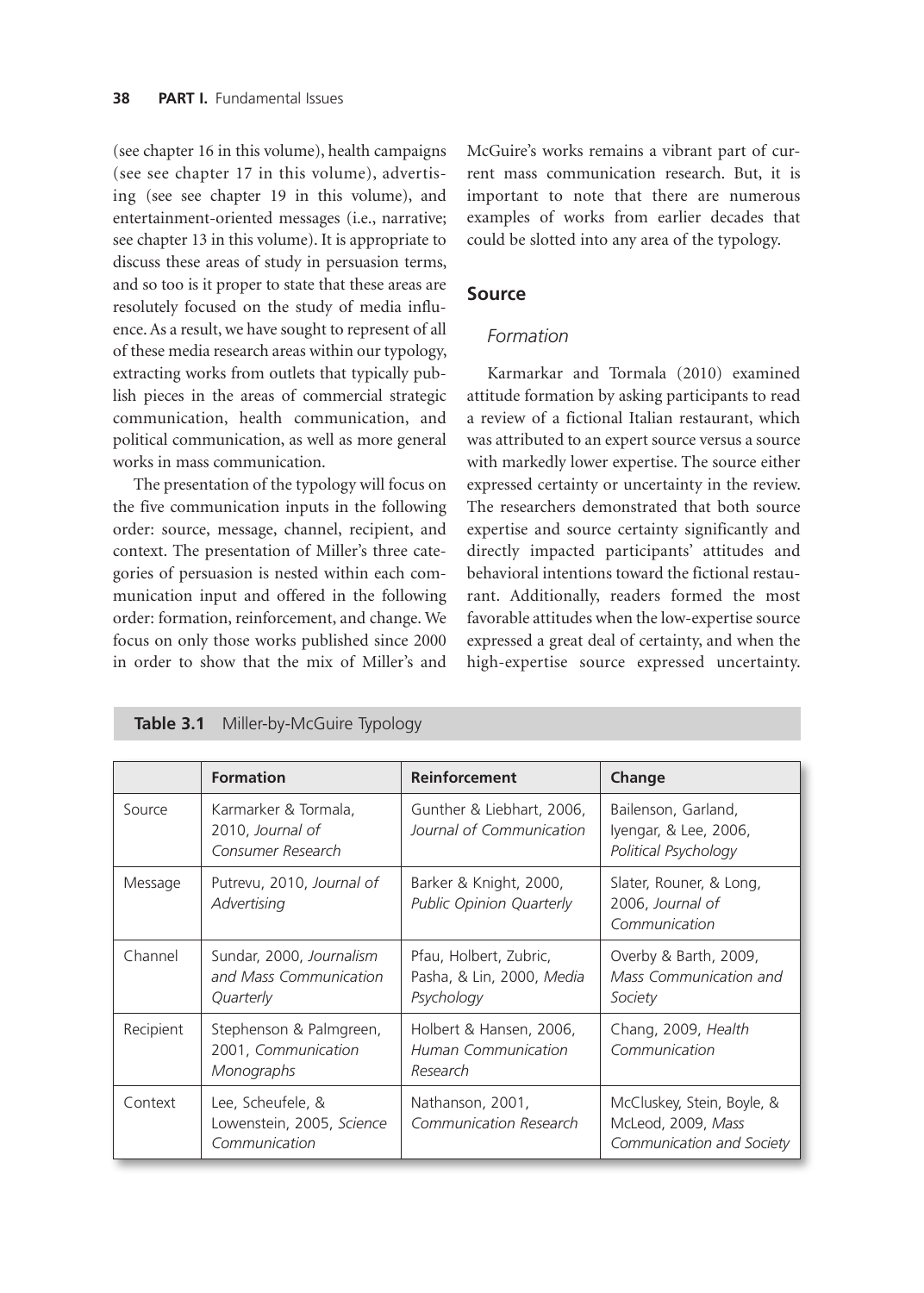(see chapter 16 in this volume), health campaigns (see see chapter 17 in this volume), advertising (see see chapter 19 in this volume), and entertainment-oriented messages (i.e., narrative; see chapter 13 in this volume). It is appropriate to discuss these areas of study in persuasion terms, and so too is it proper to state that these areas are resolutely focused on the study of media influence. As a result, we have sought to represent of all of these media research areas within our typology, extracting works from outlets that typically publish pieces in the areas of commercial strategic communication, health communication, and political communication, as well as more general works in mass communication.

The presentation of the typology will focus on the five communication inputs in the following order: source, message, channel, recipient, and context. The presentation of Miller's three categories of persuasion is nested within each communication input and offered in the following order: formation, reinforcement, and change. We focus on only those works published since 2000 in order to show that the mix of Miller's and McGuire's works remains a vibrant part of current mass communication research. But, it is important to note that there are numerous examples of works from earlier decades that could be slotted into any area of the typology.

## Source

### *Formation*

Karmarkar and Tormala (2010) examined attitude formation by asking participants to read a review of a fictional Italian restaurant, which was attributed to an expert source versus a source with markedly lower expertise. The source either expressed certainty or uncertainty in the review. The researchers demonstrated that both source expertise and source certainty significantly and directly impacted participants' attitudes and behavioral intentions toward the fictional restaurant. Additionally, readers formed the most favorable attitudes when the low-expertise source expressed a great deal of certainty, and when the high-expertise source expressed uncertainty.

**Table 3.1** Miller-by-McGuire Typology

| | Formation | Reinforcement | Change |
|---|---|---|---|
| Source | Karmarker & Tormala, 2010, *Journal of Consumer Research* | Gunther & Liebhart, 2006, *Journal of Communication* | Bailenson, Garland, Iyengar, & Lee, 2006, *Political Psychology* |
| Message | Putrevu, 2010, *Journal of Advertising* | Barker & Knight, 2000, *Public Opinion Quarterly* | Slater, Rouner, & Long, 2006, *Journal of Communication* |
| Channel | Sundar, 2000, *Journalism and Mass Communication Quarterly* | Pfau, Holbert, Zubric, Pasha, & Lin, 2000, *Media Psychology* | Overby & Barth, 2009, *Mass Communication and Society* |
| Recipient | Stephenson & Palmgreen, 2001, *Communication Monographs* | Holbert & Hansen, 2006, *Human Communication Research* | Chang, 2009, *Health Communication* |
| Context | Lee, Scheufele, & Lowenstein, 2005, *Science Communication* | Nathanson, 2001, *Communication Research* | McCluskey, Stein, Boyle, & McLeod, 2009, *Mass Communication and Society* |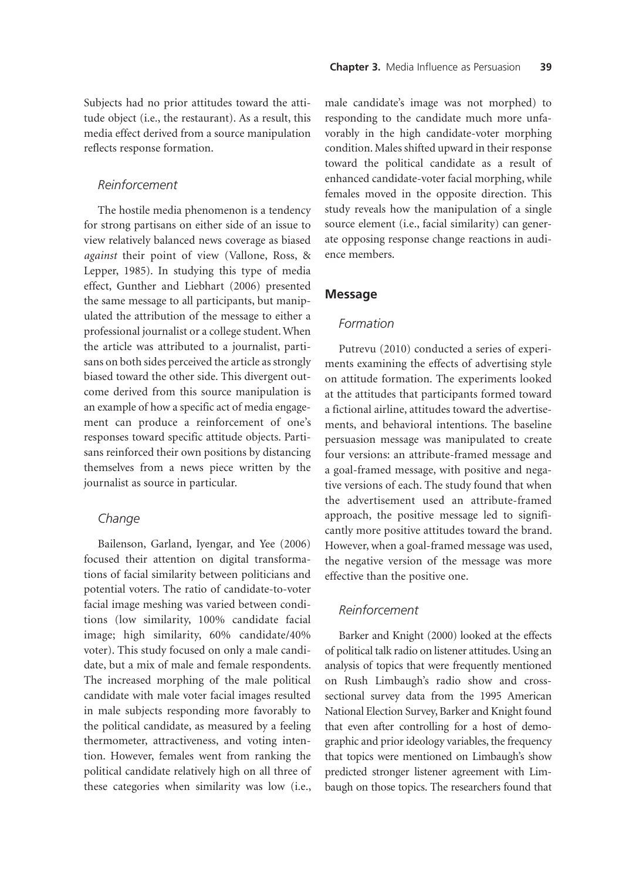Subjects had no prior attitudes toward the attitude object (i.e., the restaurant). As a result, this media effect derived from a source manipulation reflects response formation.

### *Reinforcement*

The hostile media phenomenon is a tendency for strong partisans on either side of an issue to view relatively balanced news coverage as biased *against* their point of view (Vallone, Ross, & Lepper, 1985). In studying this type of media effect, Gunther and Liebhart (2006) presented the same message to all participants, but manipulated the attribution of the message to either a professional journalist or a college student. When the article was attributed to a journalist, partisans on both sides perceived the article as strongly biased toward the other side. This divergent outcome derived from this source manipulation is an example of how a specific act of media engagement can produce a reinforcement of one's responses toward specific attitude objects. Partisans reinforced their own positions by distancing themselves from a news piece written by the journalist as source in particular.

### *Change*

Bailenson, Garland, Iyengar, and Yee (2006) focused their attention on digital transformations of facial similarity between politicians and potential voters. The ratio of candidate-to-voter facial image meshing was varied between conditions (low similarity, 100% candidate facial image; high similarity, 60% candidate/40% voter). This study focused on only a male candidate, but a mix of male and female respondents. The increased morphing of the male political candidate with male voter facial images resulted in male subjects responding more favorably to the political candidate, as measured by a feeling thermometer, attractiveness, and voting intention. However, females went from ranking the political candidate relatively high on all three of these categories when similarity was low (i.e., male candidate's image was not morphed) to responding to the candidate much more unfavorably in the high candidate-voter morphing condition. Males shifted upward in their response toward the political candidate as a result of enhanced candidate-voter facial morphing, while females moved in the opposite direction. This study reveals how the manipulation of a single source element (i.e., facial similarity) can generate opposing response change reactions in audience members.

## Message

### *Formation*

Putrevu (2010) conducted a series of experiments examining the effects of advertising style on attitude formation. The experiments looked at the attitudes that participants formed toward a fictional airline, attitudes toward the advertisements, and behavioral intentions. The baseline persuasion message was manipulated to create four versions: an attribute-framed message and a goal-framed message, with positive and negative versions of each. The study found that when the advertisement used an attribute-framed approach, the positive message led to significantly more positive attitudes toward the brand. However, when a goal-framed message was used, the negative version of the message was more effective than the positive one.

### *Reinforcement*

Barker and Knight (2000) looked at the effects of political talk radio on listener attitudes. Using an analysis of topics that were frequently mentioned on Rush Limbaugh's radio show and cross-sectional survey data from the 1995 American National Election Survey, Barker and Knight found that even after controlling for a host of demographic and prior ideology variables, the frequency that topics were mentioned on Limbaugh's show predicted stronger listener agreement with Limbaugh on those topics. The researchers found that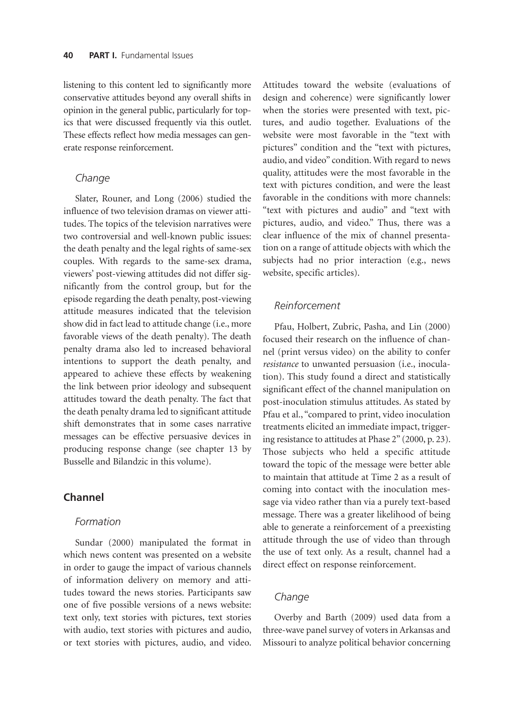listening to this content led to significantly more conservative attitudes beyond any overall shifts in opinion in the general public, particularly for topics that were discussed frequently via this outlet. These effects reflect how media messages can generate response reinforcement.

### *Change*

Slater, Rouner, and Long (2006) studied the influence of two television dramas on viewer attitudes. The topics of the television narratives were two controversial and well-known public issues: the death penalty and the legal rights of same-sex couples. With regards to the same-sex drama, viewers' post-viewing attitudes did not differ significantly from the control group, but for the episode regarding the death penalty, post-viewing attitude measures indicated that the television show did in fact lead to attitude change (i.e., more favorable views of the death penalty). The death penalty drama also led to increased behavioral intentions to support the death penalty, and appeared to achieve these effects by weakening the link between prior ideology and subsequent attitudes toward the death penalty. The fact that the death penalty drama led to significant attitude shift demonstrates that in some cases narrative messages can be effective persuasive devices in producing response change (see chapter 13 by Busselle and Bilandzic in this volume).

## Channel

### *Formation*

Sundar (2000) manipulated the format in which news content was presented on a website in order to gauge the impact of various channels of information delivery on memory and attitudes toward the news stories. Participants saw one of five possible versions of a news website: text only, text stories with pictures, text stories with audio, text stories with pictures and audio, or text stories with pictures, audio, and video. Attitudes toward the website (evaluations of design and coherence) were significantly lower when the stories were presented with text, pictures, and audio together. Evaluations of the website were most favorable in the "text with pictures" condition and the "text with pictures, audio, and video" condition. With regard to news quality, attitudes were the most favorable in the text with pictures condition, and were the least favorable in the conditions with more channels: "text with pictures and audio" and "text with pictures, audio, and video." Thus, there was a clear influence of the mix of channel presentation on a range of attitude objects with which the subjects had no prior interaction (e.g., news website, specific articles).

### *Reinforcement*

Pfau, Holbert, Zubric, Pasha, and Lin (2000) focused their research on the influence of channel (print versus video) on the ability to confer *resistance* to unwanted persuasion (i.e., inoculation). This study found a direct and statistically significant effect of the channel manipulation on post-inoculation stimulus attitudes. As stated by Pfau et al., "compared to print, video inoculation treatments elicited an immediate impact, triggering resistance to attitudes at Phase 2" (2000, p. 23). Those subjects who held a specific attitude toward the topic of the message were better able to maintain that attitude at Time 2 as a result of coming into contact with the inoculation message via video rather than via a purely text-based message. There was a greater likelihood of being able to generate a reinforcement of a preexisting attitude through the use of video than through the use of text only. As a result, channel had a direct effect on response reinforcement.

### *Change*

Overby and Barth (2009) used data from a three-wave panel survey of voters in Arkansas and Missouri to analyze political behavior concerning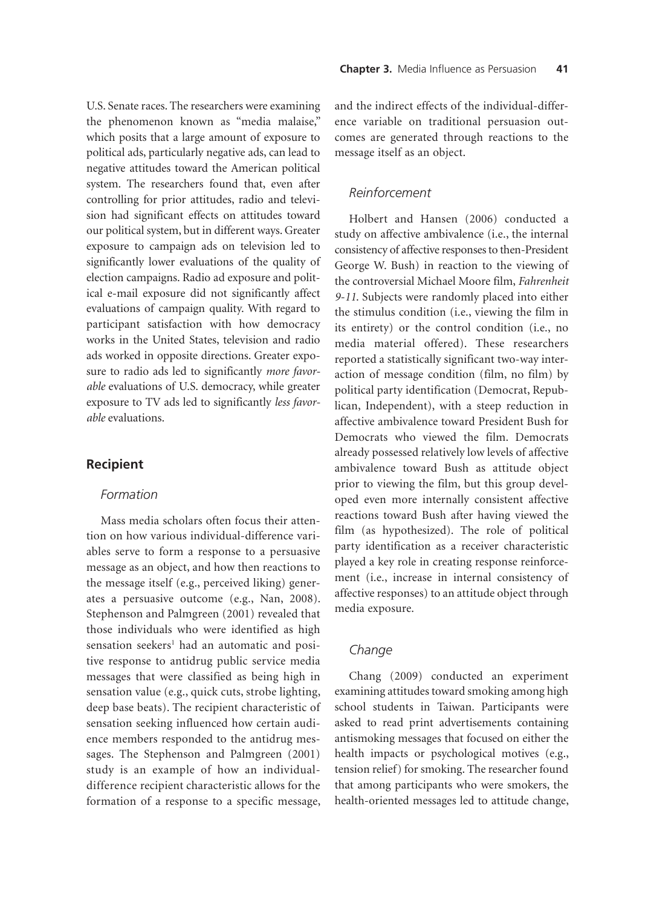U.S. Senate races. The researchers were examining the phenomenon known as "media malaise," which posits that a large amount of exposure to political ads, particularly negative ads, can lead to negative attitudes toward the American political system. The researchers found that, even after controlling for prior attitudes, radio and television had significant effects on attitudes toward our political system, but in different ways. Greater exposure to campaign ads on television led to significantly lower evaluations of the quality of election campaigns. Radio ad exposure and political e-mail exposure did not significantly affect evaluations of campaign quality. With regard to participant satisfaction with how democracy works in the United States, television and radio ads worked in opposite directions. Greater exposure to radio ads led to significantly *more favorable* evaluations of U.S. democracy, while greater exposure to TV ads led to significantly *less favorable* evaluations.

## Recipient

### Formation

Mass media scholars often focus their attention on how various individual-difference variables serve to form a response to a persuasive message as an object, and how then reactions to the message itself (e.g., perceived liking) generates a persuasive outcome (e.g., Nan, 2008). Stephenson and Palmgreen (2001) revealed that those individuals who were identified as high sensation seekers[1] had an automatic and positive response to antidrug public service media messages that were classified as being high in sensation value (e.g., quick cuts, strobe lighting, deep base beats). The recipient characteristic of sensation seeking influenced how certain audience members responded to the antidrug messages. The Stephenson and Palmgreen (2001) study is an example of how an individual-difference recipient characteristic allows for the formation of a response to a specific message, and the indirect effects of the individual-difference variable on traditional persuasion outcomes are generated through reactions to the message itself as an object.

### Reinforcement

Holbert and Hansen (2006) conducted a study on affective ambivalence (i.e., the internal consistency of affective responses to then-President George W. Bush) in reaction to the viewing of the controversial Michael Moore film, *Fahrenheit 9-11*. Subjects were randomly placed into either the stimulus condition (i.e., viewing the film in its entirety) or the control condition (i.e., no media material offered). These researchers reported a statistically significant two-way interaction of message condition (film, no film) by political party identification (Democrat, Republican, Independent), with a steep reduction in affective ambivalence toward President Bush for Democrats who viewed the film. Democrats already possessed relatively low levels of affective ambivalence toward Bush as attitude object prior to viewing the film, but this group developed even more internally consistent affective reactions toward Bush after having viewed the film (as hypothesized). The role of political party identification as a receiver characteristic played a key role in creating response reinforcement (i.e., increase in internal consistency of affective responses) to an attitude object through media exposure.

### Change

Chang (2009) conducted an experiment examining attitudes toward smoking among high school students in Taiwan. Participants were asked to read print advertisements containing antismoking messages that focused on either the health impacts or psychological motives (e.g., tension relief) for smoking. The researcher found that among participants who were smokers, the health-oriented messages led to attitude change,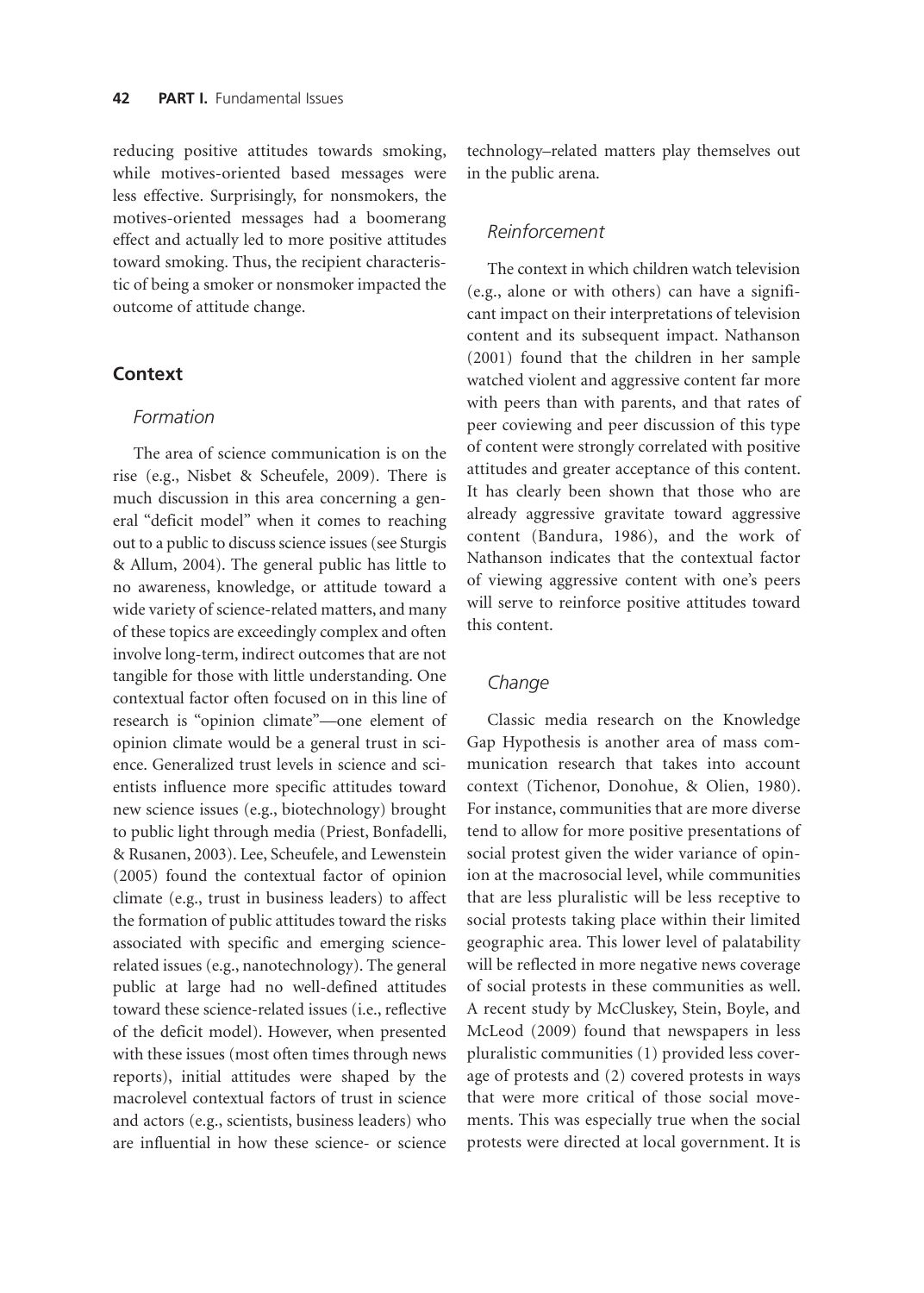reducing positive attitudes towards smoking, while motives-oriented based messages were less effective. Surprisingly, for nonsmokers, the motives-oriented messages had a boomerang effect and actually led to more positive attitudes toward smoking. Thus, the recipient characteristic of being a smoker or nonsmoker impacted the outcome of attitude change.

## Context

### *Formation*

The area of science communication is on the rise (e.g., Nisbet & Scheufele, 2009). There is much discussion in this area concerning a general "deficit model" when it comes to reaching out to a public to discuss science issues (see Sturgis & Allum, 2004). The general public has little to no awareness, knowledge, or attitude toward a wide variety of science-related matters, and many of these topics are exceedingly complex and often involve long-term, indirect outcomes that are not tangible for those with little understanding. One contextual factor often focused on in this line of research is "opinion climate"—one element of opinion climate would be a general trust in science. Generalized trust levels in science and scientists influence more specific attitudes toward new science issues (e.g., biotechnology) brought to public light through media (Priest, Bonfadelli, & Rusanen, 2003). Lee, Scheufele, and Lewenstein (2005) found the contextual factor of opinion climate (e.g., trust in business leaders) to affect the formation of public attitudes toward the risks associated with specific and emerging science-related issues (e.g., nanotechnology). The general public at large had no well-defined attitudes toward these science-related issues (i.e., reflective of the deficit model). However, when presented with these issues (most often times through news reports), initial attitudes were shaped by the macrolevel contextual factors of trust in science and actors (e.g., scientists, business leaders) who are influential in how these science- or science technology–related matters play themselves out in the public arena.

### *Reinforcement*

The context in which children watch television (e.g., alone or with others) can have a significant impact on their interpretations of television content and its subsequent impact. Nathanson (2001) found that the children in her sample watched violent and aggressive content far more with peers than with parents, and that rates of peer coviewing and peer discussion of this type of content were strongly correlated with positive attitudes and greater acceptance of this content. It has clearly been shown that those who are already aggressive gravitate toward aggressive content (Bandura, 1986), and the work of Nathanson indicates that the contextual factor of viewing aggressive content with one's peers will serve to reinforce positive attitudes toward this content.

### *Change*

Classic media research on the Knowledge Gap Hypothesis is another area of mass communication research that takes into account context (Tichenor, Donohue, & Olien, 1980). For instance, communities that are more diverse tend to allow for more positive presentations of social protest given the wider variance of opinion at the macrosocial level, while communities that are less pluralistic will be less receptive to social protests taking place within their limited geographic area. This lower level of palatability will be reflected in more negative news coverage of social protests in these communities as well. A recent study by McCluskey, Stein, Boyle, and McLeod (2009) found that newspapers in less pluralistic communities (1) provided less coverage of protests and (2) covered protests in ways that were more critical of those social movements. This was especially true when the social protests were directed at local government. It is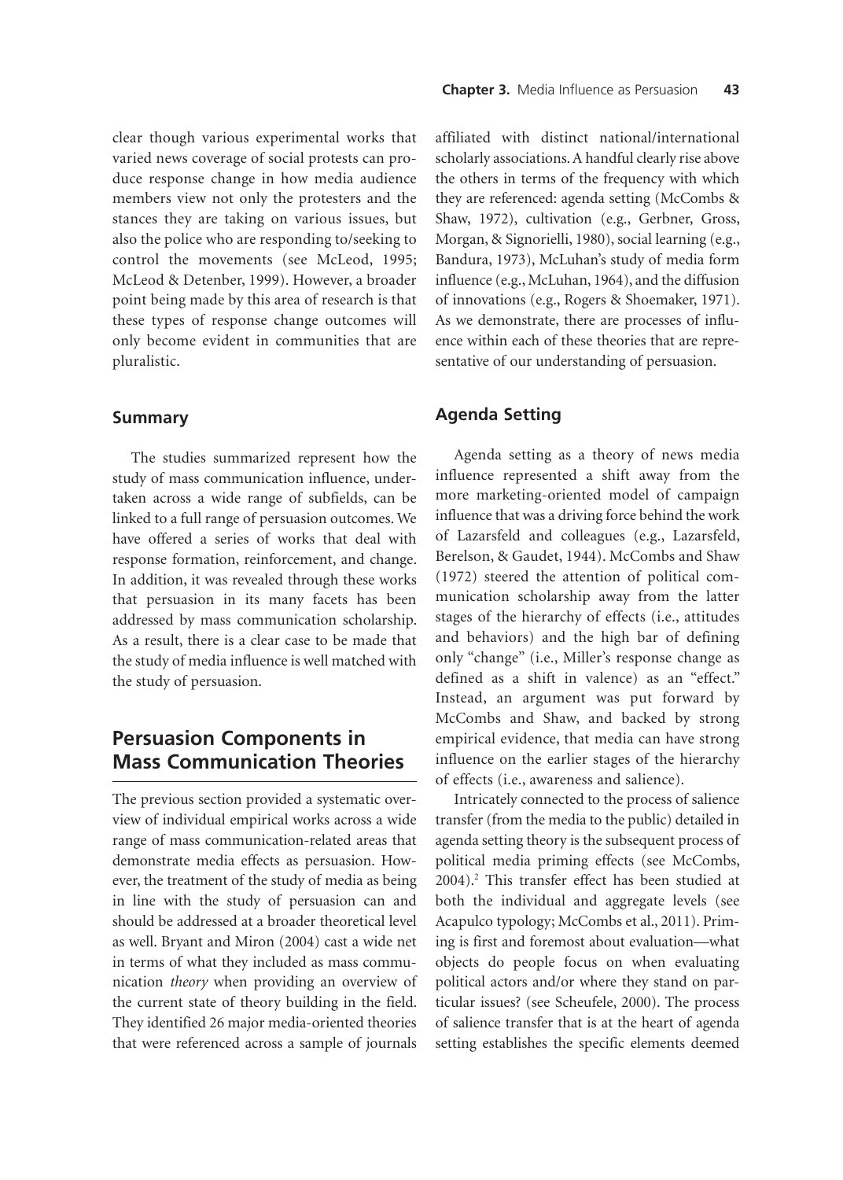clear though various experimental works that varied news coverage of social protests can produce response change in how media audience members view not only the protesters and the stances they are taking on various issues, but also the police who are responding to/seeking to control the movements (see McLeod, 1995; McLeod & Detenber, 1999). However, a broader point being made by this area of research is that these types of response change outcomes will only become evident in communities that are pluralistic.

### Summary

The studies summarized represent how the study of mass communication influence, undertaken across a wide range of subfields, can be linked to a full range of persuasion outcomes. We have offered a series of works that deal with response formation, reinforcement, and change. In addition, it was revealed through these works that persuasion in its many facets has been addressed by mass communication scholarship. As a result, there is a clear case to be made that the study of media influence is well matched with the study of persuasion.

## Persuasion Components in Mass Communication Theories

The previous section provided a systematic overview of individual empirical works across a wide range of mass communication-related areas that demonstrate media effects as persuasion. However, the treatment of the study of media as being in line with the study of persuasion can and should be addressed at a broader theoretical level as well. Bryant and Miron (2004) cast a wide net in terms of what they included as mass communication *theory* when providing an overview of the current state of theory building in the field. They identified 26 major media-oriented theories that were referenced across a sample of journals affiliated with distinct national/international scholarly associations. A handful clearly rise above the others in terms of the frequency with which they are referenced: agenda setting (McCombs & Shaw, 1972), cultivation (e.g., Gerbner, Gross, Morgan, & Signorielli, 1980), social learning (e.g., Bandura, 1973), McLuhan's study of media form influence (e.g., McLuhan, 1964), and the diffusion of innovations (e.g., Rogers & Shoemaker, 1971). As we demonstrate, there are processes of influence within each of these theories that are representative of our understanding of persuasion.

### Agenda Setting

Agenda setting as a theory of news media influence represented a shift away from the more marketing-oriented model of campaign influence that was a driving force behind the work of Lazarsfeld and colleagues (e.g., Lazarsfeld, Berelson, & Gaudet, 1944). McCombs and Shaw (1972) steered the attention of political communication scholarship away from the latter stages of the hierarchy of effects (i.e., attitudes and behaviors) and the high bar of defining only "change" (i.e., Miller's response change as defined as a shift in valence) as an "effect." Instead, an argument was put forward by McCombs and Shaw, and backed by strong empirical evidence, that media can have strong influence on the earlier stages of the hierarchy of effects (i.e., awareness and salience).

Intricately connected to the process of salience transfer (from the media to the public) detailed in agenda setting theory is the subsequent process of political media priming effects (see McCombs, 2004).[2] This transfer effect has been studied at both the individual and aggregate levels (see Acapulco typology; McCombs et al., 2011). Priming is first and foremost about evaluation—what objects do people focus on when evaluating political actors and/or where they stand on particular issues? (see Scheufele, 2000). The process of salience transfer that is at the heart of agenda setting establishes the specific elements deemed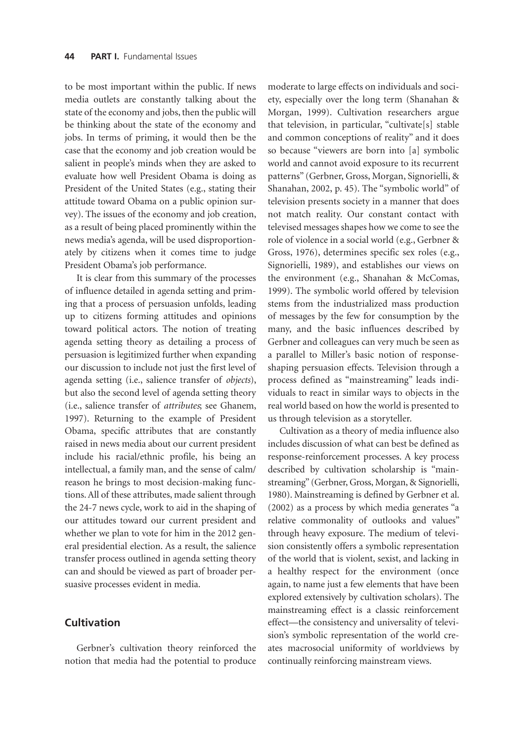to be most important within the public. If news media outlets are constantly talking about the state of the economy and jobs, then the public will be thinking about the state of the economy and jobs. In terms of priming, it would then be the case that the economy and job creation would be salient in people's minds when they are asked to evaluate how well President Obama is doing as President of the United States (e.g., stating their attitude toward Obama on a public opinion survey). The issues of the economy and job creation, as a result of being placed prominently within the news media's agenda, will be used disproportionately by citizens when it comes time to judge President Obama's job performance.

It is clear from this summary of the processes of influence detailed in agenda setting and priming that a process of persuasion unfolds, leading up to citizens forming attitudes and opinions toward political actors. The notion of treating agenda setting theory as detailing a process of persuasion is legitimized further when expanding our discussion to include not just the first level of agenda setting (i.e., salience transfer of *objects*), but also the second level of agenda setting theory (i.e., salience transfer of *attributes*; see Ghanem, 1997). Returning to the example of President Obama, specific attributes that are constantly raised in news media about our current president include his racial/ethnic profile, his being an intellectual, a family man, and the sense of calm/reason he brings to most decision-making functions. All of these attributes, made salient through the 24-7 news cycle, work to aid in the shaping of our attitudes toward our current president and whether we plan to vote for him in the 2012 general presidential election. As a result, the salience transfer process outlined in agenda setting theory can and should be viewed as part of broader persuasive processes evident in media.

## Cultivation

Gerbner's cultivation theory reinforced the notion that media had the potential to produce moderate to large effects on individuals and society, especially over the long term (Shanahan & Morgan, 1999). Cultivation researchers argue that television, in particular, "cultivate[s] stable and common conceptions of reality" and it does so because "viewers are born into [a] symbolic world and cannot avoid exposure to its recurrent patterns" (Gerbner, Gross, Morgan, Signorielli, & Shanahan, 2002, p. 45). The "symbolic world" of television presents society in a manner that does not match reality. Our constant contact with televised messages shapes how we come to see the role of violence in a social world (e.g., Gerbner & Gross, 1976), determines specific sex roles (e.g., Signorielli, 1989), and establishes our views on the environment (e.g., Shanahan & McComas, 1999). The symbolic world offered by television stems from the industrialized mass production of messages by the few for consumption by the many, and the basic influences described by Gerbner and colleagues can very much be seen as a parallel to Miller's basic notion of response-shaping persuasion effects. Television through a process defined as "mainstreaming" leads individuals to react in similar ways to objects in the real world based on how the world is presented to us through television as a storyteller.

Cultivation as a theory of media influence also includes discussion of what can best be defined as response-reinforcement processes. A key process described by cultivation scholarship is "mainstreaming" (Gerbner, Gross, Morgan, & Signorielli, 1980). Mainstreaming is defined by Gerbner et al. (2002) as a process by which media generates "a relative commonality of outlooks and values" through heavy exposure. The medium of television consistently offers a symbolic representation of the world that is violent, sexist, and lacking in a healthy respect for the environment (once again, to name just a few elements that have been explored extensively by cultivation scholars). The mainstreaming effect is a classic reinforcement effect—the consistency and universality of television's symbolic representation of the world creates macrosocial uniformity of worldviews by continually reinforcing mainstream views.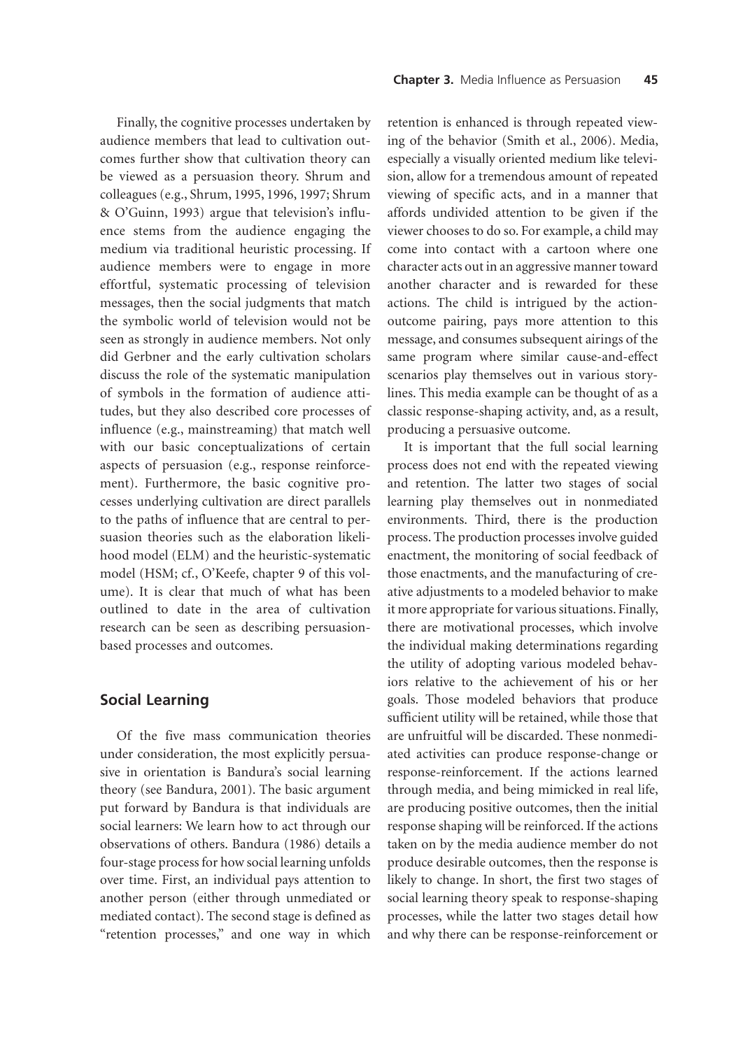Finally, the cognitive processes undertaken by audience members that lead to cultivation outcomes further show that cultivation theory can be viewed as a persuasion theory. Shrum and colleagues (e.g., Shrum, 1995, 1996, 1997; Shrum & O'Guinn, 1993) argue that television's influence stems from the audience engaging the medium via traditional heuristic processing. If audience members were to engage in more effortful, systematic processing of television messages, then the social judgments that match the symbolic world of television would not be seen as strongly in audience members. Not only did Gerbner and the early cultivation scholars discuss the role of the systematic manipulation of symbols in the formation of audience attitudes, but they also described core processes of influence (e.g., mainstreaming) that match well with our basic conceptualizations of certain aspects of persuasion (e.g., response reinforcement). Furthermore, the basic cognitive processes underlying cultivation are direct parallels to the paths of influence that are central to persuasion theories such as the elaboration likelihood model (ELM) and the heuristic-systematic model (HSM; cf., O'Keefe, chapter 9 of this volume). It is clear that much of what has been outlined to date in the area of cultivation research can be seen as describing persuasion-based processes and outcomes.

## Social Learning

Of the five mass communication theories under consideration, the most explicitly persuasive in orientation is Bandura's social learning theory (see Bandura, 2001). The basic argument put forward by Bandura is that individuals are social learners: We learn how to act through our observations of others. Bandura (1986) details a four-stage process for how social learning unfolds over time. First, an individual pays attention to another person (either through unmediated or mediated contact). The second stage is defined as "retention processes," and one way in which retention is enhanced is through repeated viewing of the behavior (Smith et al., 2006). Media, especially a visually oriented medium like television, allow for a tremendous amount of repeated viewing of specific acts, and in a manner that affords undivided attention to be given if the viewer chooses to do so. For example, a child may come into contact with a cartoon where one character acts out in an aggressive manner toward another character and is rewarded for these actions. The child is intrigued by the action-outcome pairing, pays more attention to this message, and consumes subsequent airings of the same program where similar cause-and-effect scenarios play themselves out in various storylines. This media example can be thought of as a classic response-shaping activity, and, as a result, producing a persuasive outcome.

It is important that the full social learning process does not end with the repeated viewing and retention. The latter two stages of social learning play themselves out in nonmediated environments. Third, there is the production process. The production processes involve guided enactment, the monitoring of social feedback of those enactments, and the manufacturing of creative adjustments to a modeled behavior to make it more appropriate for various situations. Finally, there are motivational processes, which involve the individual making determinations regarding the utility of adopting various modeled behaviors relative to the achievement of his or her goals. Those modeled behaviors that produce sufficient utility will be retained, while those that are unfruitful will be discarded. These nonmediated activities can produce response-change or response-reinforcement. If the actions learned through media, and being mimicked in real life, are producing positive outcomes, then the initial response shaping will be reinforced. If the actions taken on by the media audience member do not produce desirable outcomes, then the response is likely to change. In short, the first two stages of social learning theory speak to response-shaping processes, while the latter two stages detail how and why there can be response-reinforcement or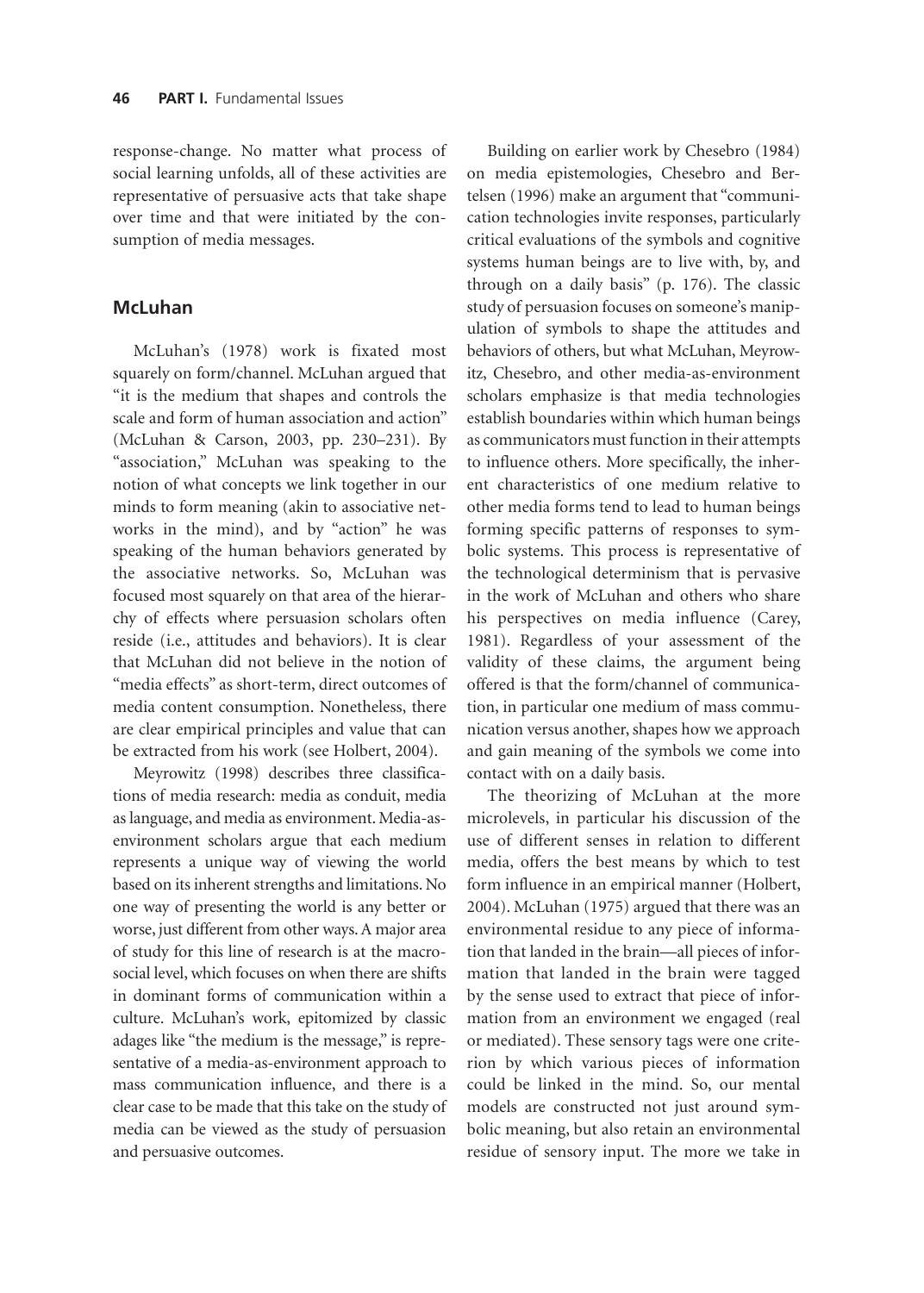response-change. No matter what process of social learning unfolds, all of these activities are representative of persuasive acts that take shape over time and that were initiated by the consumption of media messages.

## McLuhan

McLuhan's (1978) work is fixated most squarely on form/channel. McLuhan argued that "it is the medium that shapes and controls the scale and form of human association and action" (McLuhan & Carson, 2003, pp. 230–231). By "association," McLuhan was speaking to the notion of what concepts we link together in our minds to form meaning (akin to associative networks in the mind), and by "action" he was speaking of the human behaviors generated by the associative networks. So, McLuhan was focused most squarely on that area of the hierarchy of effects where persuasion scholars often reside (i.e., attitudes and behaviors). It is clear that McLuhan did not believe in the notion of "media effects" as short-term, direct outcomes of media content consumption. Nonetheless, there are clear empirical principles and value that can be extracted from his work (see Holbert, 2004).

Meyrowitz (1998) describes three classifications of media research: media as conduit, media as language, and media as environment. Media-as-environment scholars argue that each medium represents a unique way of viewing the world based on its inherent strengths and limitations. No one way of presenting the world is any better or worse, just different from other ways. A major area of study for this line of research is at the macrosocial level, which focuses on when there are shifts in dominant forms of communication within a culture. McLuhan's work, epitomized by classic adages like "the medium is the message," is representative of a media-as-environment approach to mass communication influence, and there is a clear case to be made that this take on the study of media can be viewed as the study of persuasion and persuasive outcomes.

Building on earlier work by Chesebro (1984) on media epistemologies, Chesebro and Bertelsen (1996) make an argument that "communication technologies invite responses, particularly critical evaluations of the symbols and cognitive systems human beings are to live with, by, and through on a daily basis" (p. 176). The classic study of persuasion focuses on someone's manipulation of symbols to shape the attitudes and behaviors of others, but what McLuhan, Meyrowitz, Chesebro, and other media-as-environment scholars emphasize is that media technologies establish boundaries within which human beings as communicators must function in their attempts to influence others. More specifically, the inherent characteristics of one medium relative to other media forms tend to lead to human beings forming specific patterns of responses to symbolic systems. This process is representative of the technological determinism that is pervasive in the work of McLuhan and others who share his perspectives on media influence (Carey, 1981). Regardless of your assessment of the validity of these claims, the argument being offered is that the form/channel of communication, in particular one medium of mass communication versus another, shapes how we approach and gain meaning of the symbols we come into contact with on a daily basis.

The theorizing of McLuhan at the more microlevels, in particular his discussion of the use of different senses in relation to different media, offers the best means by which to test form influence in an empirical manner (Holbert, 2004). McLuhan (1975) argued that there was an environmental residue to any piece of information that landed in the brain—all pieces of information that landed in the brain were tagged by the sense used to extract that piece of information from an environment we engaged (real or mediated). These sensory tags were one criterion by which various pieces of information could be linked in the mind. So, our mental models are constructed not just around symbolic meaning, but also retain an environmental residue of sensory input. The more we take in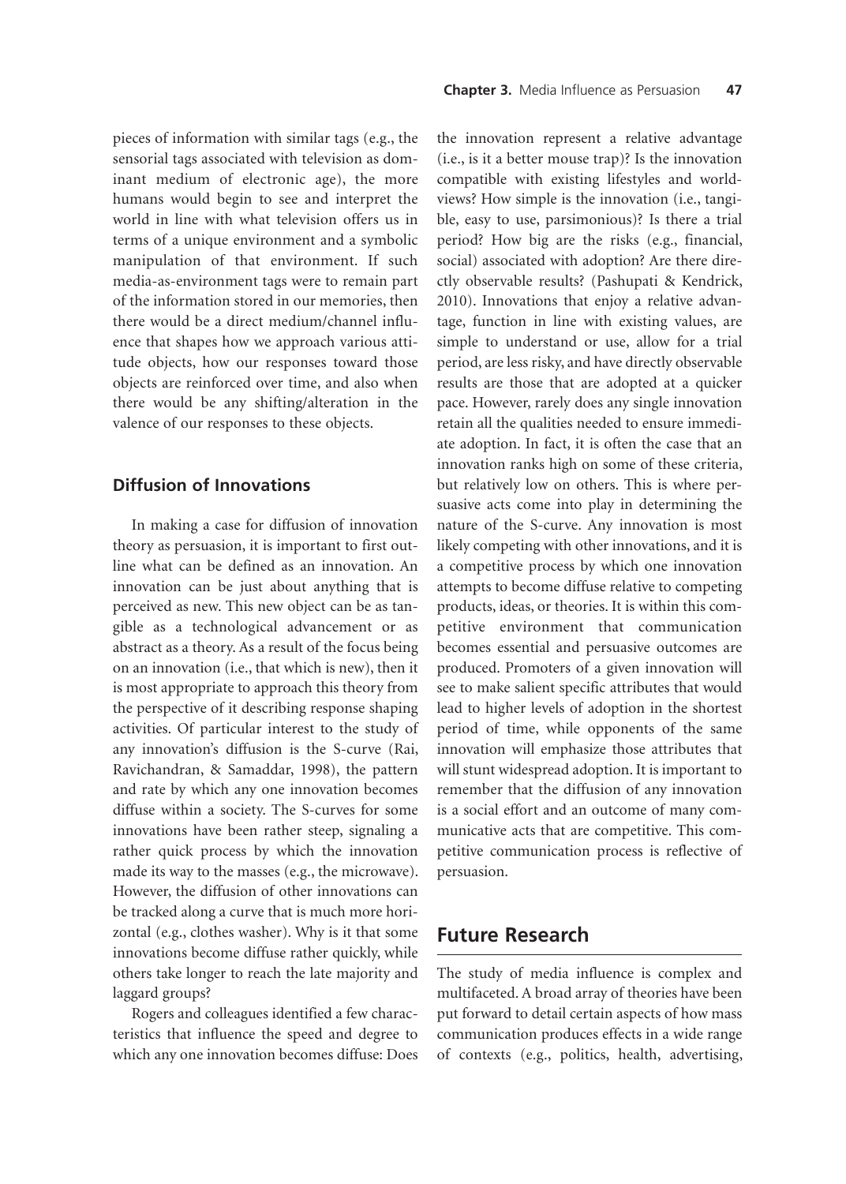pieces of information with similar tags (e.g., the sensorial tags associated with television as dominant medium of electronic age), the more humans would begin to see and interpret the world in line with what television offers us in terms of a unique environment and a symbolic manipulation of that environment. If such media-as-environment tags were to remain part of the information stored in our memories, then there would be a direct medium/channel influence that shapes how we approach various attitude objects, how our responses toward those objects are reinforced over time, and also when there would be any shifting/alteration in the valence of our responses to these objects.

### Diffusion of Innovations

In making a case for diffusion of innovation theory as persuasion, it is important to first outline what can be defined as an innovation. An innovation can be just about anything that is perceived as new. This new object can be as tangible as a technological advancement or as abstract as a theory. As a result of the focus being on an innovation (i.e., that which is new), then it is most appropriate to approach this theory from the perspective of it describing response shaping activities. Of particular interest to the study of any innovation's diffusion is the S-curve (Rai, Ravichandran, & Samaddar, 1998), the pattern and rate by which any one innovation becomes diffuse within a society. The S-curves for some innovations have been rather steep, signaling a rather quick process by which the innovation made its way to the masses (e.g., the microwave). However, the diffusion of other innovations can be tracked along a curve that is much more horizontal (e.g., clothes washer). Why is it that some innovations become diffuse rather quickly, while others take longer to reach the late majority and laggard groups?

Rogers and colleagues identified a few characteristics that influence the speed and degree to which any one innovation becomes diffuse: Does the innovation represent a relative advantage (i.e., is it a better mouse trap)? Is the innovation compatible with existing lifestyles and worldviews? How simple is the innovation (i.e., tangible, easy to use, parsimonious)? Is there a trial period? How big are the risks (e.g., financial, social) associated with adoption? Are there directly observable results? (Pashupati & Kendrick, 2010). Innovations that enjoy a relative advantage, function in line with existing values, are simple to understand or use, allow for a trial period, are less risky, and have directly observable results are those that are adopted at a quicker pace. However, rarely does any single innovation retain all the qualities needed to ensure immediate adoption. In fact, it is often the case that an innovation ranks high on some of these criteria, but relatively low on others. This is where persuasive acts come into play in determining the nature of the S-curve. Any innovation is most likely competing with other innovations, and it is a competitive process by which one innovation attempts to become diffuse relative to competing products, ideas, or theories. It is within this competitive environment that communication becomes essential and persuasive outcomes are produced. Promoters of a given innovation will see to make salient specific attributes that would lead to higher levels of adoption in the shortest period of time, while opponents of the same innovation will emphasize those attributes that will stunt widespread adoption. It is important to remember that the diffusion of any innovation is a social effort and an outcome of many communicative acts that are competitive. This competitive communication process is reflective of persuasion.

## Future Research

The study of media influence is complex and multifaceted. A broad array of theories have been put forward to detail certain aspects of how mass communication produces effects in a wide range of contexts (e.g., politics, health, advertising,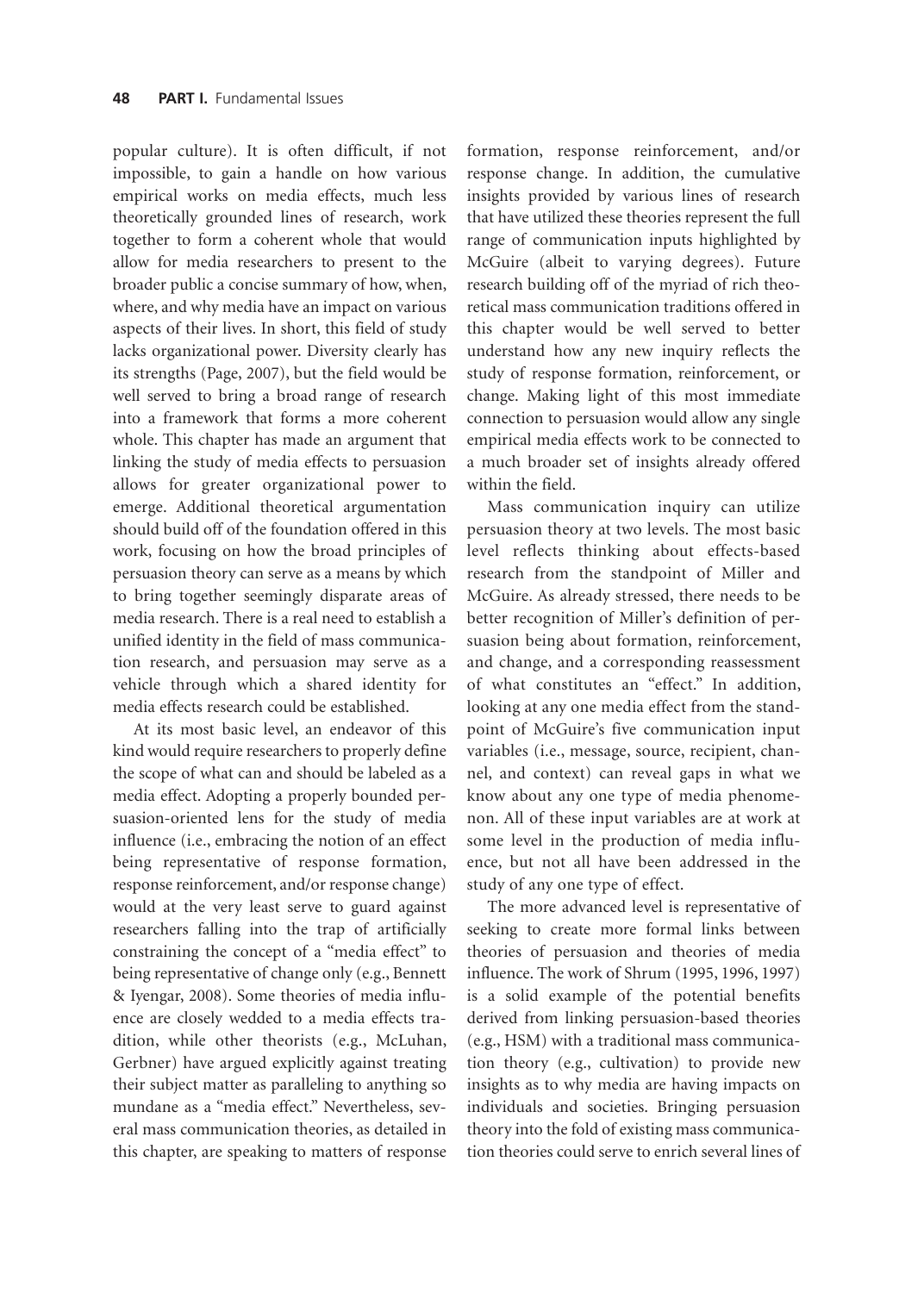popular culture). It is often difficult, if not impossible, to gain a handle on how various empirical works on media effects, much less theoretically grounded lines of research, work together to form a coherent whole that would allow for media researchers to present to the broader public a concise summary of how, when, where, and why media have an impact on various aspects of their lives. In short, this field of study lacks organizational power. Diversity clearly has its strengths (Page, 2007), but the field would be well served to bring a broad range of research into a framework that forms a more coherent whole. This chapter has made an argument that linking the study of media effects to persuasion allows for greater organizational power to emerge. Additional theoretical argumentation should build off of the foundation offered in this work, focusing on how the broad principles of persuasion theory can serve as a means by which to bring together seemingly disparate areas of media research. There is a real need to establish a unified identity in the field of mass communication research, and persuasion may serve as a vehicle through which a shared identity for media effects research could be established.

At its most basic level, an endeavor of this kind would require researchers to properly define the scope of what can and should be labeled as a media effect. Adopting a properly bounded persuasion-oriented lens for the study of media influence (i.e., embracing the notion of an effect being representative of response formation, response reinforcement, and/or response change) would at the very least serve to guard against researchers falling into the trap of artificially constraining the concept of a "media effect" to being representative of change only (e.g., Bennett & Iyengar, 2008). Some theories of media influence are closely wedded to a media effects tradition, while other theorists (e.g., McLuhan, Gerbner) have argued explicitly against treating their subject matter as paralleling to anything so mundane as a "media effect." Nevertheless, several mass communication theories, as detailed in this chapter, are speaking to matters of response formation, response reinforcement, and/or response change. In addition, the cumulative insights provided by various lines of research that have utilized these theories represent the full range of communication inputs highlighted by McGuire (albeit to varying degrees). Future research building off of the myriad of rich theoretical mass communication traditions offered in this chapter would be well served to better understand how any new inquiry reflects the study of response formation, reinforcement, or change. Making light of this most immediate connection to persuasion would allow any single empirical media effects work to be connected to a much broader set of insights already offered within the field.

Mass communication inquiry can utilize persuasion theory at two levels. The most basic level reflects thinking about effects-based research from the standpoint of Miller and McGuire. As already stressed, there needs to be better recognition of Miller's definition of persuasion being about formation, reinforcement, and change, and a corresponding reassessment of what constitutes an "effect." In addition, looking at any one media effect from the standpoint of McGuire's five communication input variables (i.e., message, source, recipient, channel, and context) can reveal gaps in what we know about any one type of media phenomenon. All of these input variables are at work at some level in the production of media influence, but not all have been addressed in the study of any one type of effect.

The more advanced level is representative of seeking to create more formal links between theories of persuasion and theories of media influence. The work of Shrum (1995, 1996, 1997) is a solid example of the potential benefits derived from linking persuasion-based theories (e.g., HSM) with a traditional mass communication theory (e.g., cultivation) to provide new insights as to why media are having impacts on individuals and societies. Bringing persuasion theory into the fold of existing mass communication theories could serve to enrich several lines of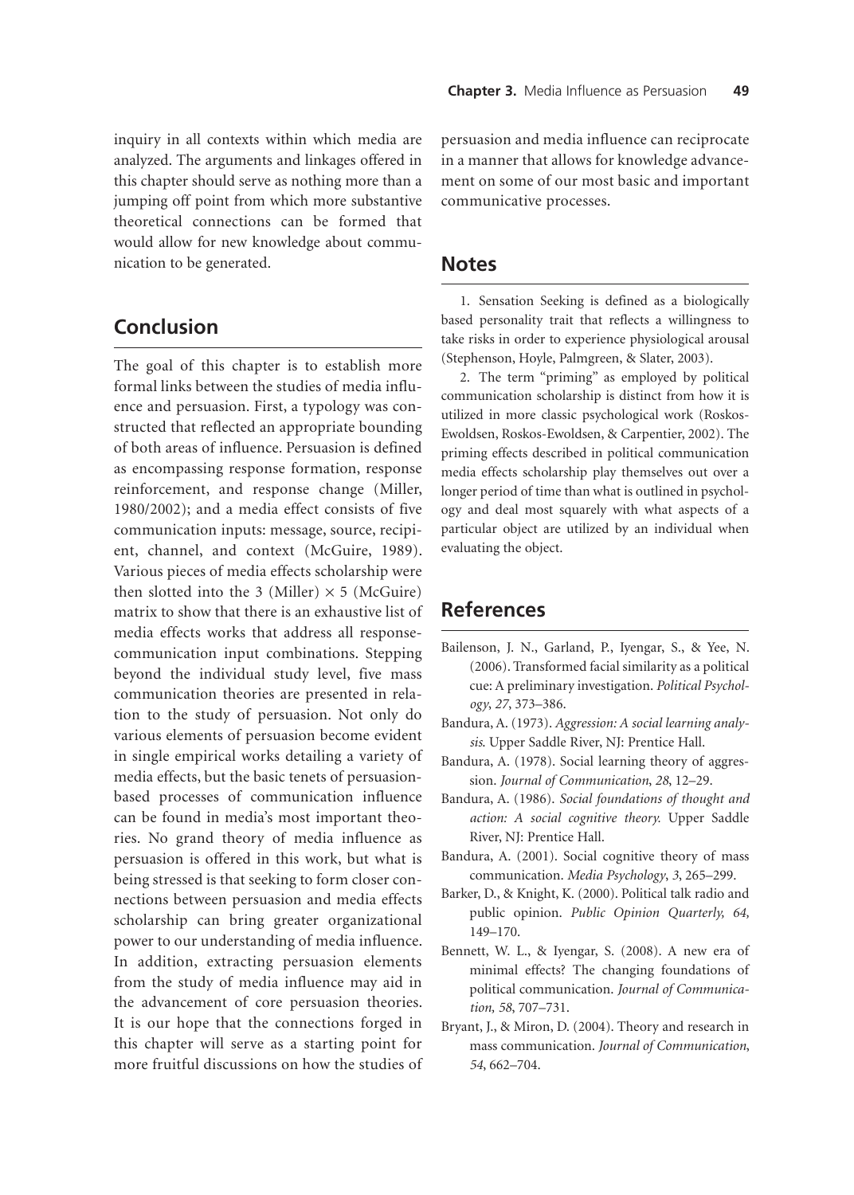inquiry in all contexts within which media are analyzed. The arguments and linkages offered in this chapter should serve as nothing more than a jumping off point from which more substantive theoretical connections can be formed that would allow for new knowledge about communication to be generated.

## Conclusion

The goal of this chapter is to establish more formal links between the studies of media influence and persuasion. First, a typology was constructed that reflected an appropriate bounding of both areas of influence. Persuasion is defined as encompassing response formation, response reinforcement, and response change (Miller, 1980/2002); and a media effect consists of five communication inputs: message, source, recipient, channel, and context (McGuire, 1989). Various pieces of media effects scholarship were then slotted into the 3 (Miller) $\times$ 5 (McGuire) matrix to show that there is an exhaustive list of media effects works that address all response-communication input combinations. Stepping beyond the individual study level, five mass communication theories are presented in relation to the study of persuasion. Not only do various elements of persuasion become evident in single empirical works detailing a variety of media effects, but the basic tenets of persuasion-based processes of communication influence can be found in media's most important theories. No grand theory of media influence as persuasion is offered in this work, but what is being stressed is that seeking to form closer connections between persuasion and media effects scholarship can bring greater organizational power to our understanding of media influence. In addition, extracting persuasion elements from the study of media influence may aid in the advancement of core persuasion theories. It is our hope that the connections forged in this chapter will serve as a starting point for more fruitful discussions on how the studies of persuasion and media influence can reciprocate in a manner that allows for knowledge advancement on some of our most basic and important communicative processes.

## Notes

1. Sensation Seeking is defined as a biologically based personality trait that reflects a willingness to take risks in order to experience physiological arousal (Stephenson, Hoyle, Palmgreen, & Slater, 2003).

2. The term "priming" as employed by political communication scholarship is distinct from how it is utilized in more classic psychological work (Roskos-Ewoldsen, Roskos-Ewoldsen, & Carpentier, 2002). The priming effects described in political communication media effects scholarship play themselves out over a longer period of time than what is outlined in psychology and deal most squarely with what aspects of a particular object are utilized by an individual when evaluating the object.

## References

Bailenson, J. N., Garland, P., Iyengar, S., & Yee, N. (2006). Transformed facial similarity as a political cue: A preliminary investigation. *Political Psychology, 27*, 373–386.

Bandura, A. (1973). *Aggression: A social learning analysis.* Upper Saddle River, NJ: Prentice Hall.

Bandura, A. (1978). Social learning theory of aggression. *Journal of Communication, 28*, 12–29.

Bandura, A. (1986). *Social foundations of thought and action: A social cognitive theory.* Upper Saddle River, NJ: Prentice Hall.

Bandura, A. (2001). Social cognitive theory of mass communication. *Media Psychology, 3*, 265–299.

Barker, D., & Knight, K. (2000). Political talk radio and public opinion. *Public Opinion Quarterly, 64,* 149–170.

Bennett, W. L., & Iyengar, S. (2008). A new era of minimal effects? The changing foundations of political communication. *Journal of Communication, 58*, 707–731.

Bryant, J., & Miron, D. (2004). Theory and research in mass communication. *Journal of Communication, 54*, 662–704.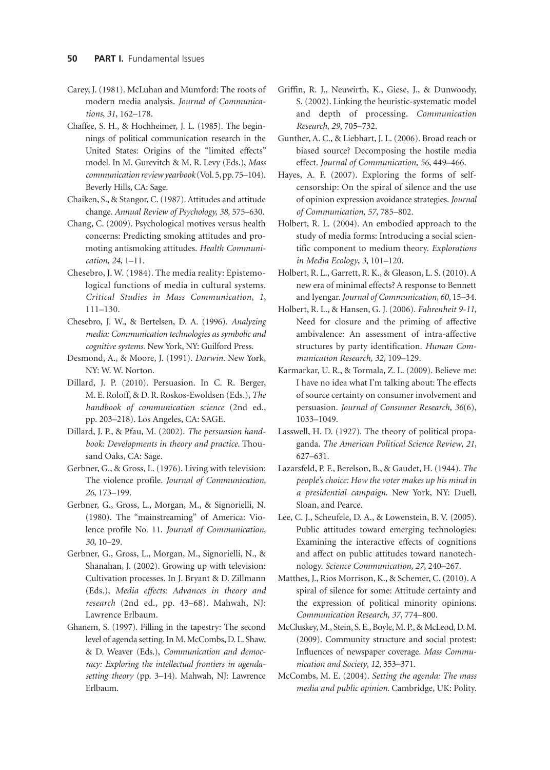Carey, J. (1981). McLuhan and Mumford: The roots of modern media analysis. *Journal of Communications*, *31*, 162–178.

Chaffee, S. H., & Hochheimer, J. L. (1985). The beginnings of political communication research in the United States: Origins of the "limited effects" model. In M. Gurevitch & M. R. Levy (Eds.), *Mass communication review yearbook* (Vol. 5, pp. 75–104). Beverly Hills, CA: Sage.

Chaiken, S., & Stangor, C. (1987). Attitudes and attitude change. *Annual Review of Psychology, 38,* 575–630.

Chang, C. (2009). Psychological motives versus health concerns: Predicting smoking attitudes and promoting antismoking attitudes. *Health Communication, 24*, 1–11.

Chesebro, J. W. (1984). The media reality: Epistemological functions of media in cultural systems. *Critical Studies in Mass Communication*, *1*, 111–130.

Chesebro, J. W., & Bertelsen, D. A. (1996). *Analyzing media: Communication technologies as symbolic and cognitive systems.* New York, NY: Guilford Press.

Desmond, A., & Moore, J. (1991). *Darwin*. New York, NY: W. W. Norton.

Dillard, J. P. (2010). Persuasion. In C. R. Berger, M. E. Roloff, & D. R. Roskos-Ewoldsen (Eds.), *The handbook of communication science* (2nd ed., pp. 203–218). Los Angeles, CA: SAGE.

Dillard, J. P., & Pfau, M. (2002). *The persuasion handbook: Developments in theory and practice.* Thousand Oaks, CA: Sage.

Gerbner, G., & Gross, L. (1976). Living with television: The violence profile. *Journal of Communication*, *26*, 173–199.

Gerbner, G., Gross, L., Morgan, M., & Signorielli, N. (1980). The "mainstreaming" of America: Violence profile No. 11. *Journal of Communication*, *30*, 10–29.

Gerbner, G., Gross, L., Morgan, M., Signorielli, N., & Shanahan, J. (2002). Growing up with television: Cultivation processes. In J. Bryant & D. Zillmann (Eds.), *Media effects: Advances in theory and research* (2nd ed., pp. 43–68). Mahwah, NJ: Lawrence Erlbaum.

Ghanem, S. (1997). Filling in the tapestry: The second level of agenda setting. In M. McCombs, D. L. Shaw, & D. Weaver (Eds.), *Communication and democracy: Exploring the intellectual frontiers in agenda-setting theory* (pp. 3–14). Mahwah, NJ: Lawrence Erlbaum.

Griffin, R. J., Neuwirth, K., Giese, J., & Dunwoody, S. (2002). Linking the heuristic-systematic model and depth of processing. *Communication Research*, *29*, 705–732.

Gunther, A. C., & Liebhart, J. L. (2006). Broad reach or biased source? Decomposing the hostile media effect. *Journal of Communication, 56*, 449–466.

Hayes, A. F. (2007). Exploring the forms of self-censorship: On the spiral of silence and the use of opinion expression avoidance strategies. *Journal of Communication*, *57*, 785–802.

Holbert, R. L. (2004). An embodied approach to the study of media forms: Introducing a social scientific component to medium theory. *Explorations in Media Ecology*, *3*, 101–120.

Holbert, R. L., Garrett, R. K., & Gleason, L. S. (2010). A new era of minimal effects? A response to Bennett and Iyengar. *Journal of Communication*, *60*, 15–34.

Holbert, R. L., & Hansen, G. J. (2006). *Fahrenheit 9-11*, Need for closure and the priming of affective ambivalence: An assessment of intra-affective structures by party identification. *Human Communication Research, 32,* 109–129.

Karmarkar, U. R., & Tormala, Z. L. (2009). Believe me: I have no idea what I'm talking about: The effects of source certainty on consumer involvement and persuasion. *Journal of Consumer Research, 36*(6), 1033–1049.

Lasswell, H. D. (1927). The theory of political propaganda. *The American Political Science Review*, *21*, 627–631.

Lazarsfeld, P. F., Berelson, B., & Gaudet, H. (1944). *The people's choice: How the voter makes up his mind in a presidential campaign.* New York, NY: Duell, Sloan, and Pearce.

Lee, C. J., Scheufele, D. A., & Lowenstein, B. V. (2005). Public attitudes toward emerging technologies: Examining the interactive effects of cognitions and affect on public attitudes toward nanotechnology. *Science Communication*, *27*, 240–267.

Matthes, J., Rios Morrison, K., & Schemer, C. (2010). A spiral of silence for some: Attitude certainty and the expression of political minority opinions. *Communication Research*, *37*, 774–800.

McCluskey, M., Stein, S. E., Boyle, M. P., & McLeod, D. M. (2009). Community structure and social protest: Influences of newspaper coverage. *Mass Communication and Society*, *12*, 353–371.

McCombs, M. E. (2004). *Setting the agenda: The mass media and public opinion.* Cambridge, UK: Polity.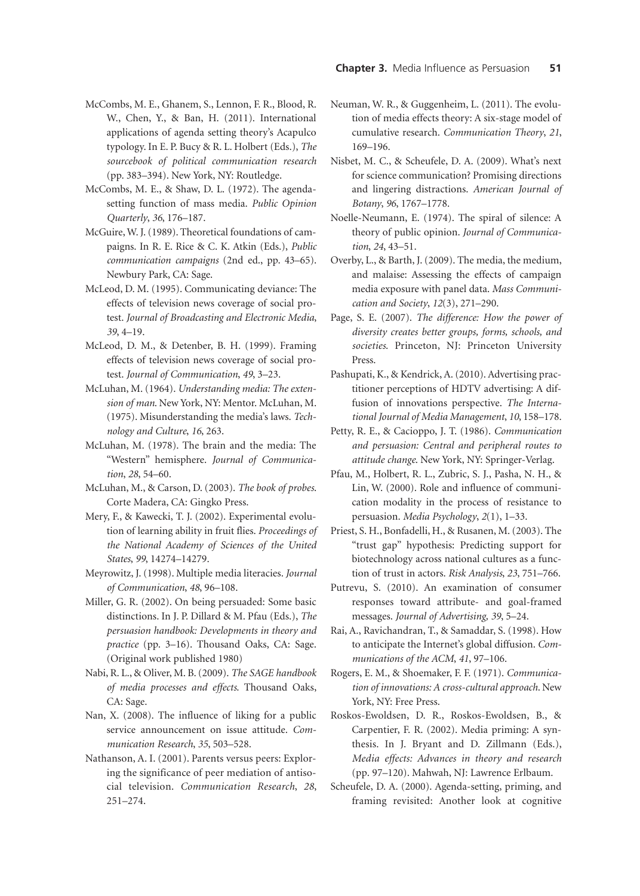McCombs, M. E., Ghanem, S., Lennon, F. R., Blood, R. W., Chen, Y., & Ban, H. (2011). International applications of agenda setting theory's Acapulco typology. In E. P. Bucy & R. L. Holbert (Eds.), *The sourcebook of political communication research* (pp. 383–394). New York, NY: Routledge.

McCombs, M. E., & Shaw, D. L. (1972). The agenda-setting function of mass media. *Public Opinion Quarterly*, *36*, 176–187.

McGuire, W. J. (1989). Theoretical foundations of campaigns. In R. E. Rice & C. K. Atkin (Eds.), *Public communication campaigns* (2nd ed., pp. 43–65). Newbury Park, CA: Sage.

McLeod, D. M. (1995). Communicating deviance: The effects of television news coverage of social protest. *Journal of Broadcasting and Electronic Media*, *39*, 4–19.

McLeod, D. M., & Detenber, B. H. (1999). Framing effects of television news coverage of social protest. *Journal of Communication*, *49*, 3–23.

McLuhan, M. (1964). *Understanding media: The extension of man*. New York, NY: Mentor. McLuhan, M. (1975). Misunderstanding the media's laws. *Technology and Culture*, *16*, 263.

McLuhan, M. (1978). The brain and the media: The "Western" hemisphere. *Journal of Communication*, *28*, 54–60.

McLuhan, M., & Carson, D. (2003). *The book of probes*. Corte Madera, CA: Gingko Press.

Mery, F., & Kawecki, T. J. (2002). Experimental evolution of learning ability in fruit flies. *Proceedings of the National Academy of Sciences of the United States*, *99*, 14274–14279.

Meyrowitz, J. (1998). Multiple media literacies. *Journal of Communication*, *48*, 96–108.

Miller, G. R. (2002). On being persuaded: Some basic distinctions. In J. P. Dillard & M. Pfau (Eds.), *The persuasion handbook: Developments in theory and practice* (pp. 3–16). Thousand Oaks, CA: Sage. (Original work published 1980)

Nabi, R. L., & Oliver, M. B. (2009). *The SAGE handbook of media processes and effects*. Thousand Oaks, CA: Sage.

Nan, X. (2008). The influence of liking for a public service announcement on issue attitude. *Communication Research*, *35*, 503–528.

Nathanson, A. I. (2001). Parents versus peers: Exploring the significance of peer mediation of antisocial television. *Communication Research*, *28*, 251–274.

Neuman, W. R., & Guggenheim, L. (2011). The evolution of media effects theory: A six-stage model of cumulative research. *Communication Theory*, *21*, 169–196.

Nisbet, M. C., & Scheufele, D. A. (2009). What's next for science communication? Promising directions and lingering distractions. *American Journal of Botany*, *96*, 1767–1778.

Noelle-Neumann, E. (1974). The spiral of silence: A theory of public opinion. *Journal of Communication*, *24*, 43–51.

Overby, L., & Barth, J. (2009). The media, the medium, and malaise: Assessing the effects of campaign media exposure with panel data. *Mass Communication and Society*, *12*(3), 271–290.

Page, S. E. (2007). *The difference: How the power of diversity creates better groups, forms, schools, and societies*. Princeton, NJ: Princeton University Press.

Pashupati, K., & Kendrick, A. (2010). Advertising practitioner perceptions of HDTV advertising: A diffusion of innovations perspective. *The International Journal of Media Management*, *10*, 158–178.

Petty, R. E., & Cacioppo, J. T. (1986). *Communication and persuasion: Central and peripheral routes to attitude change*. New York, NY: Springer-Verlag.

Pfau, M., Holbert, R. L., Zubric, S. J., Pasha, N. H., & Lin, W. (2000). Role and influence of communication modality in the process of resistance to persuasion. *Media Psychology*, *2*(1), 1–33.

Priest, S. H., Bonfadelli, H., & Rusanen, M. (2003). The "trust gap" hypothesis: Predicting support for biotechnology across national cultures as a function of trust in actors. *Risk Analysis*, *23*, 751–766.

Putrevu, S. (2010). An examination of consumer responses toward attribute- and goal-framed messages. *Journal of Advertising, 39*, 5–24.

Rai, A., Ravichandran, T., & Samaddar, S. (1998). How to anticipate the Internet's global diffusion. *Communications of the ACM*, *41*, 97–106.

Rogers, E. M., & Shoemaker, F. F. (1971). *Communication of innovations: A cross-cultural approach*. New York, NY: Free Press.

Roskos-Ewoldsen, D. R., Roskos-Ewoldsen, B., & Carpentier, F. R. (2002). Media priming: A synthesis. In J. Bryant and D. Zillmann (Eds.), *Media effects: Advances in theory and research* (pp. 97–120). Mahwah, NJ: Lawrence Erlbaum.

Scheufele, D. A. (2000). Agenda-setting, priming, and framing revisited: Another look at cognitive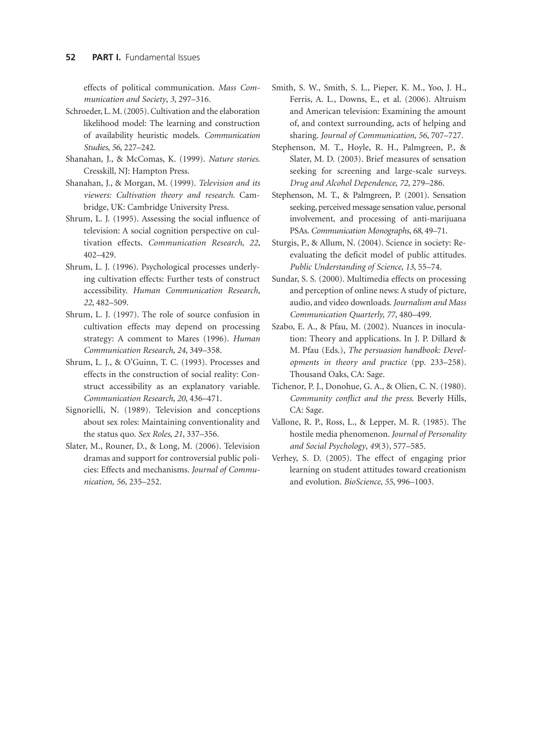effects of political communication. *Mass Communication and Society*, *3*, 297–316.

Schroeder, L. M. (2005). Cultivation and the elaboration likelihood model: The learning and construction of availability heuristic models. *Communication Studies*, *56*, 227–242.

Shanahan, J., & McComas, K. (1999). *Nature stories*. Cresskill, NJ: Hampton Press.

Shanahan, J., & Morgan, M. (1999). *Television and its viewers: Cultivation theory and research*. Cambridge, UK: Cambridge University Press.

Shrum, L. J. (1995). Assessing the social influence of television: A social cognition perspective on cultivation effects. *Communication Research*, *22*, 402–429.

Shrum, L. J. (1996). Psychological processes underlying cultivation effects: Further tests of construct accessibility. *Human Communication Research*, *22*, 482–509.

Shrum, L. J. (1997). The role of source confusion in cultivation effects may depend on processing strategy: A comment to Mares (1996). *Human Communication Research*, *24*, 349–358.

Shrum, L. J., & O'Guinn, T. C. (1993). Processes and effects in the construction of social reality: Construct accessibility as an explanatory variable. *Communication Research*, *20*, 436–471.

Signorielli, N. (1989). Television and conceptions about sex roles: Maintaining conventionality and the status quo. *Sex Roles*, *21*, 337–356.

Slater, M., Rouner, D., & Long, M. (2006). Television dramas and support for controversial public policies: Effects and mechanisms. *Journal of Communication, 56*, 235–252.

Smith, S. W., Smith, S. L., Pieper, K. M., Yoo, J. H., Ferris, A. L., Downs, E., et al. (2006). Altruism and American television: Examining the amount of, and context surrounding, acts of helping and sharing. *Journal of Communication*, *56*, 707–727.

Stephenson, M. T., Hoyle, R. H., Palmgreen, P., & Slater, M. D. (2003). Brief measures of sensation seeking for screening and large-scale surveys. *Drug and Alcohol Dependence*, *72*, 279–286.

Stephenson, M. T., & Palmgreen, P. (2001). Sensation seeking, perceived message sensation value, personal involvement, and processing of anti-marijuana PSAs. *Communication Monographs*, *68*, 49–71.

Sturgis, P., & Allum, N. (2004). Science in society: Re-evaluating the deficit model of public attitudes. *Public Understanding of Science*, *13*, 55–74.

Sundar, S. S. (2000). Multimedia effects on processing and perception of online news: A study of picture, audio, and video downloads. *Journalism and Mass Communication Quarterly, 77*, 480–499.

Szabo, E. A., & Pfau, M. (2002). Nuances in inoculation: Theory and applications. In J. P. Dillard & M. Pfau (Eds.), *The persuasion handbook: Developments in theory and practice* (pp. 233–258). Thousand Oaks, CA: Sage.

Tichenor, P. J., Donohue, G. A., & Olien, C. N. (1980). *Community conflict and the press*. Beverly Hills, CA: Sage.

Vallone, R. P., Ross, L., & Lepper, M. R. (1985). The hostile media phenomenon. *Journal of Personality and Social Psychology*, *49*(3), 577–585.

Verhey, S. D. (2005). The effect of engaging prior learning on student attitudes toward creationism and evolution. *BioScience*, *55*, 996–1003.